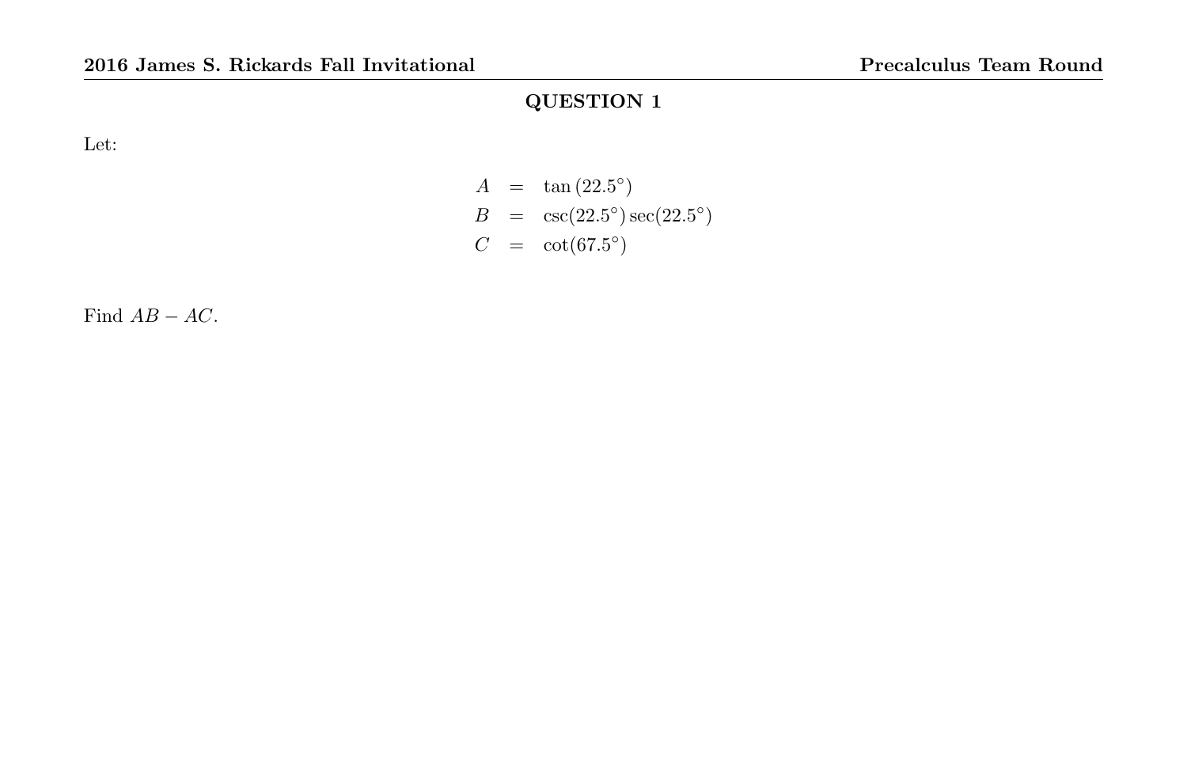## QUESTION 1

Let:

$$
\begin{aligned}
A &= \tan(22.5^\circ) \\
B &= \csc(22.5^\circ)\sec(22.5^\circ) \\
C &= \cot(67.5^\circ)
\end{aligned}
$$

Find $AB - AC$.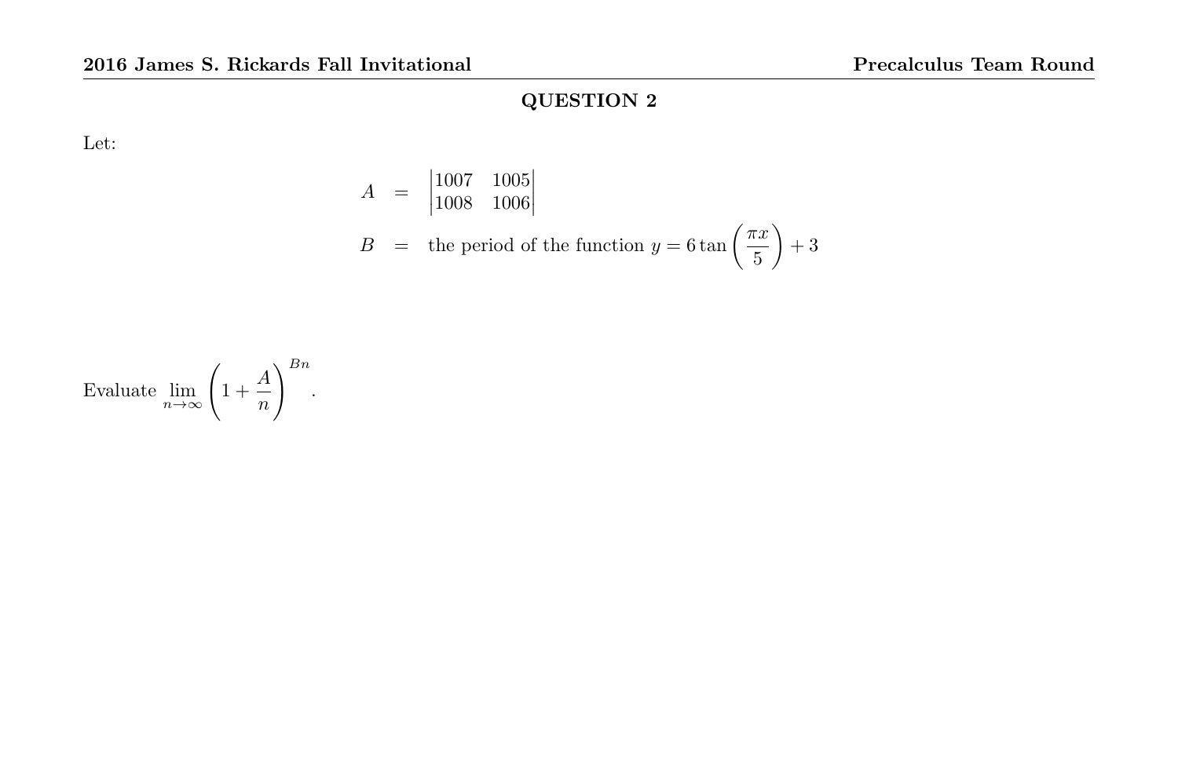## QUESTION 2

Let:

$$A = \begin{vmatrix} 1007 & 1005 \\ 1008 & 1006 \end{vmatrix}$$

$$B = \text{the period of the function } y = 6\tan\left(\frac{\pi x}{5}\right) + 3$$

Evaluate $\displaystyle\lim_{n\to\infty}\left(1 + \frac{A}{n}\right)^{Bn}$.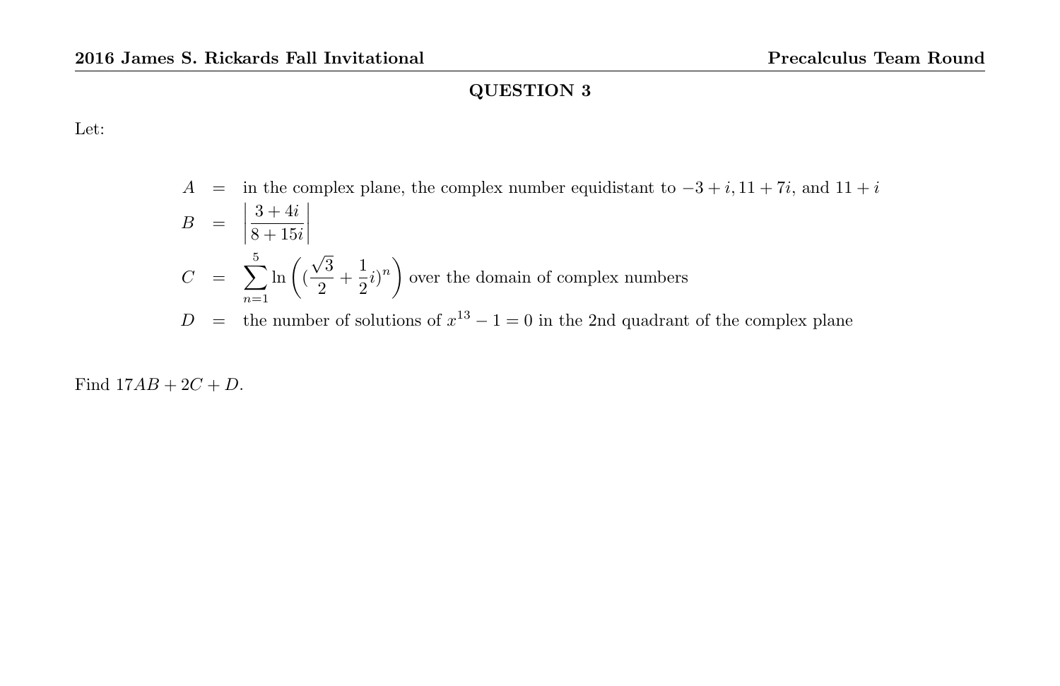## QUESTION 3

Let:

$$
\begin{aligned}
A &= \text{in the complex plane, the complex number equidistant to } -3+i, 11+7i, \text{ and } 11+i \\
B &= \left|\frac{3+4i}{8+15i}\right| \\
C &= \sum_{n=1}^{5} \ln\left(\left(\frac{\sqrt{3}}{2}+\frac{1}{2}i\right)^n\right) \text{ over the domain of complex numbers} \\
D &= \text{the number of solutions of } x^{13}-1=0 \text{ in the 2nd quadrant of the complex plane}
\end{aligned}
$$

Find $17AB + 2C + D$.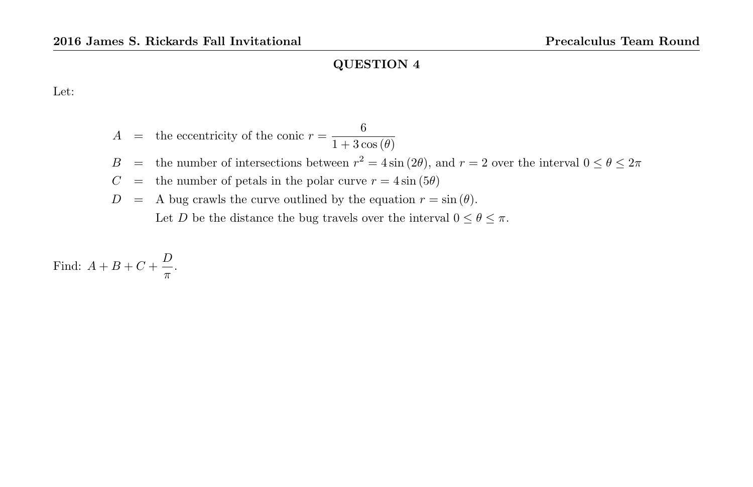## QUESTION 4

Let:

$$
\begin{aligned}
A &= \text{ the eccentricity of the conic } r = \frac{6}{1+3\cos(\theta)} \\
B &= \text{ the number of intersections between } r^2 = 4\sin(2\theta), \text{ and } r = 2 \text{ over the interval } 0 \le \theta \le 2\pi \\
C &= \text{ the number of petals in the polar curve } r = 4\sin(5\theta) \\
D &= \text{ A bug crawls the curve outlined by the equation } r = \sin(\theta). \\
&\quad\ \text{Let } D \text{ be the distance the bug travels over the interval } 0 \le \theta \le \pi.
\end{aligned}
$$

Find: $A + B + C + \dfrac{D}{\pi}$.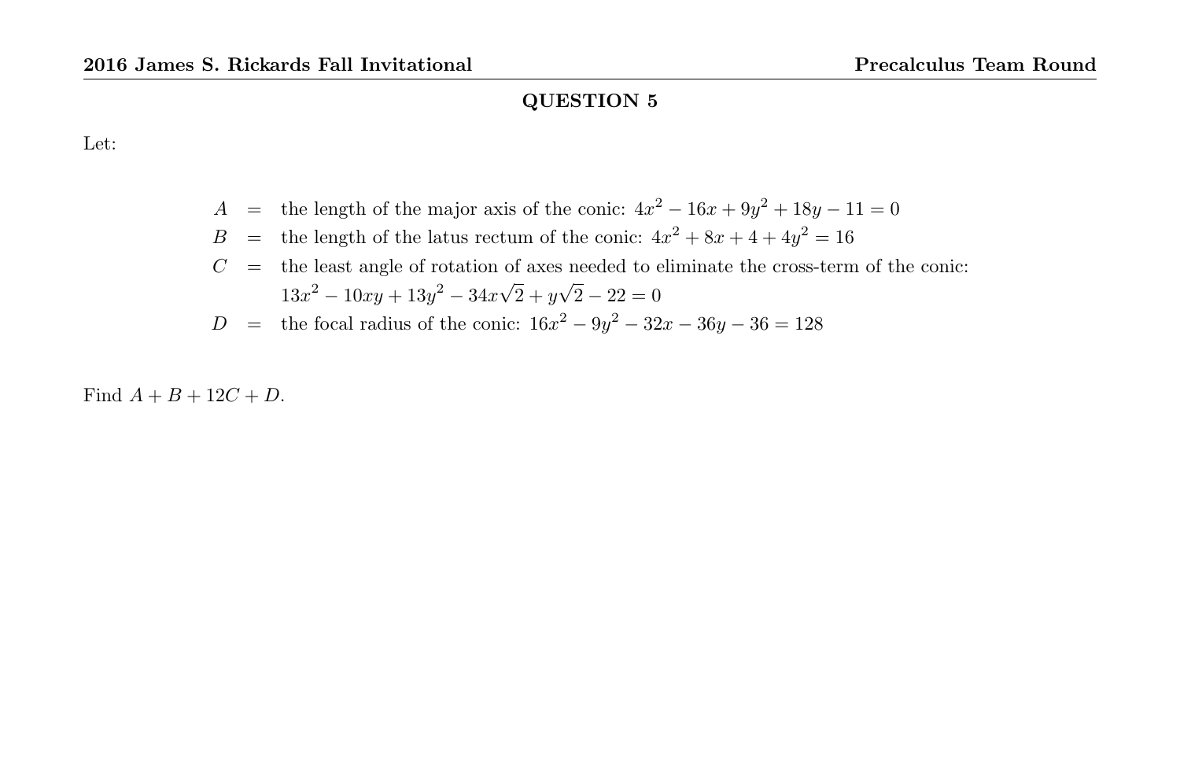## QUESTION 5

Let:

$$
\begin{aligned}
A &= \text{the length of the major axis of the conic: } 4x^2 - 16x + 9y^2 + 18y - 11 = 0 \\
B &= \text{the length of the latus rectum of the conic: } 4x^2 + 8x + 4 + 4y^2 = 16 \\
C &= \text{the least angle of rotation of axes needed to eliminate the cross-term of the conic:} \\
&\quad\; 13x^2 - 10xy + 13y^2 - 34x\sqrt{2} + y\sqrt{2} - 22 = 0 \\
D &= \text{the focal radius of the conic: } 16x^2 - 9y^2 - 32x - 36y - 36 = 128
\end{aligned}
$$

Find $A + B + 12C + D$.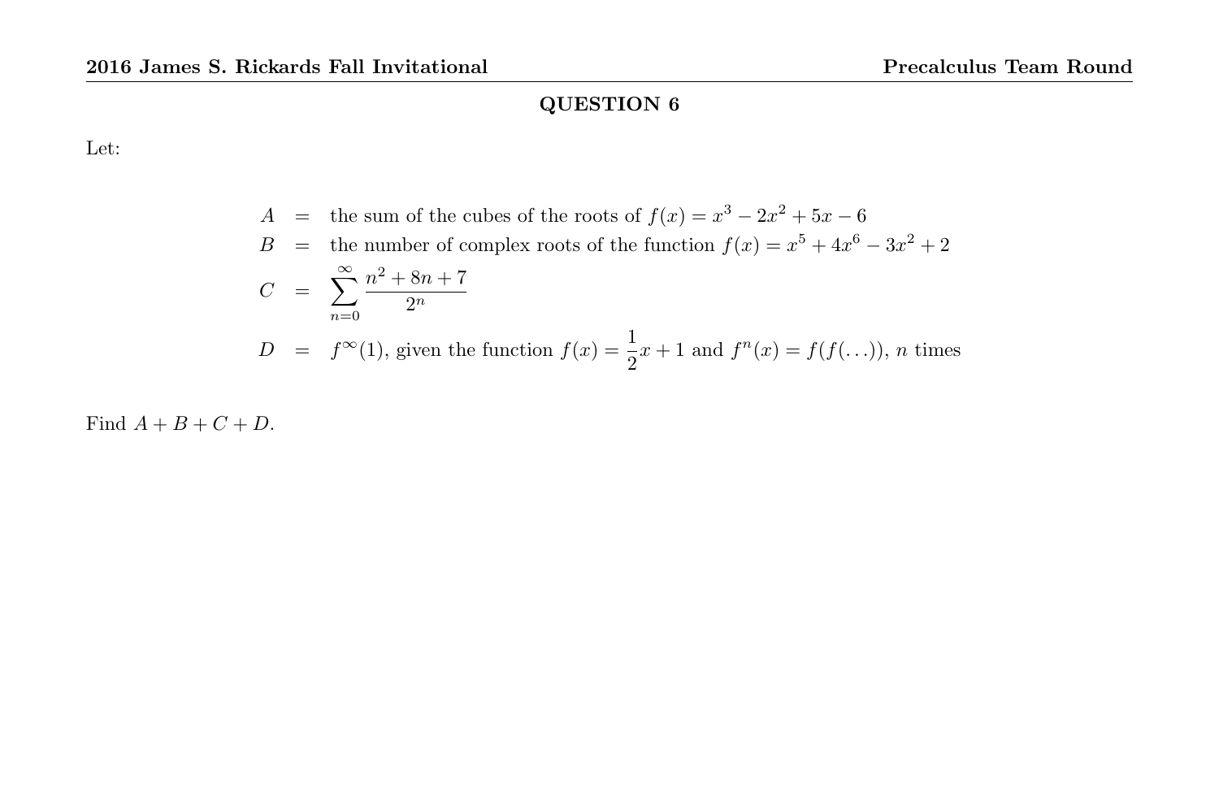## QUESTION 6

Let:

$$
\begin{aligned}
A &= \text{the sum of the cubes of the roots of } f(x) = x^3 - 2x^2 + 5x - 6 \\
B &= \text{the number of complex roots of the function } f(x) = x^5 + 4x^6 - 3x^2 + 2 \\
C &= \sum_{n=0}^{\infty} \frac{n^2 + 8n + 7}{2^n} \\
D &= f^{\infty}(1), \text{ given the function } f(x) = \frac{1}{2}x + 1 \text{ and } f^n(x) = f(f(\ldots)),\ n \text{ times}
\end{aligned}
$$

Find $A + B + C + D$.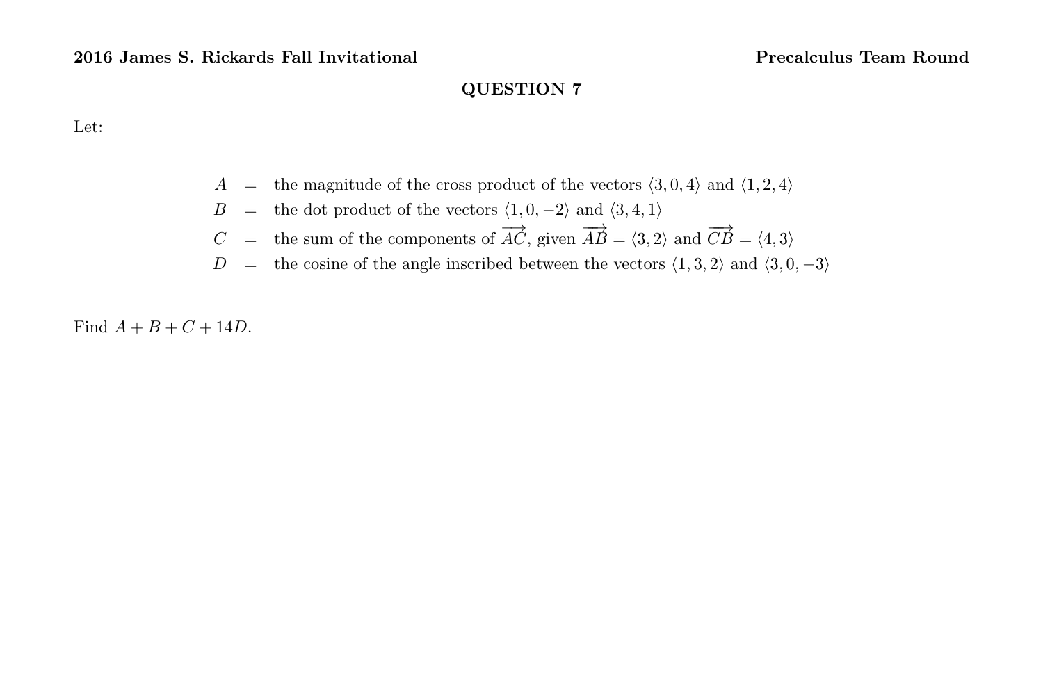## QUESTION 7

Let:

$$
\begin{aligned}
A &= \text{the magnitude of the cross product of the vectors } \langle 3,0,4\rangle \text{ and } \langle 1,2,4\rangle \\
B &= \text{the dot product of the vectors } \langle 1,0,-2\rangle \text{ and } \langle 3,4,1\rangle \\
C &= \text{the sum of the components of } \overrightarrow{AC}\text{, given } \overrightarrow{AB} = \langle 3,2\rangle \text{ and } \overrightarrow{CB} = \langle 4,3\rangle \\
D &= \text{the cosine of the angle inscribed between the vectors } \langle 1,3,2\rangle \text{ and } \langle 3,0,-3\rangle
\end{aligned}
$$

Find $A + B + C + 14D$.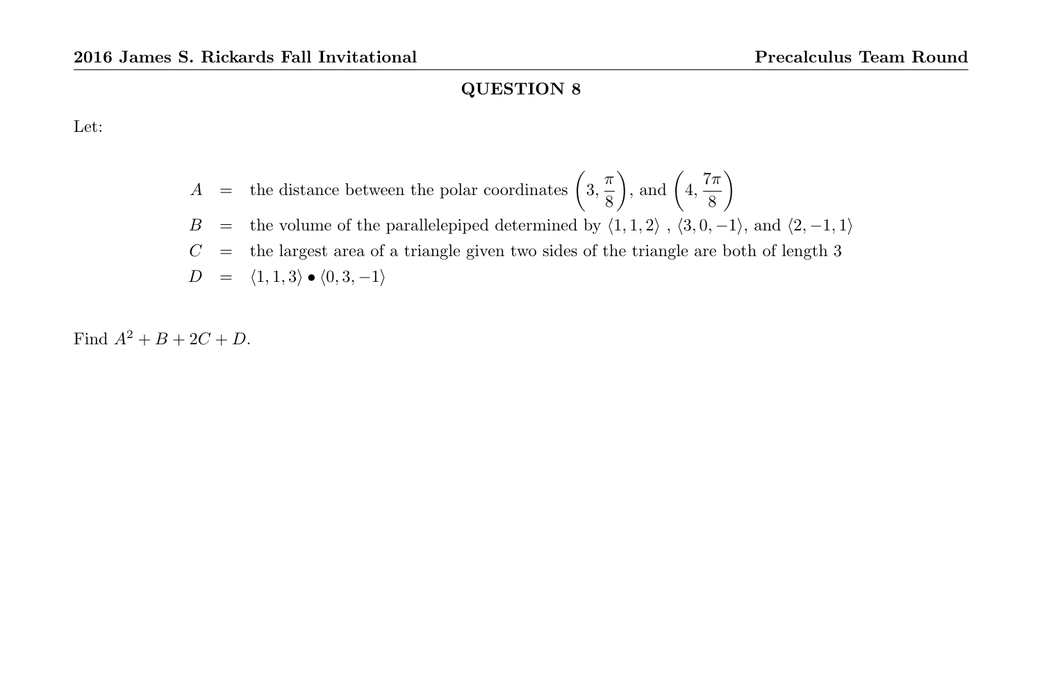## QUESTION 8

Let:

$$
\begin{aligned}
A &= \text{the distance between the polar coordinates } \left(3, \frac{\pi}{8}\right)\text{, and } \left(4, \frac{7\pi}{8}\right) \\
B &= \text{the volume of the parallelepiped determined by } \langle 1, 1, 2\rangle \text{ , } \langle 3, 0, -1\rangle\text{, and } \langle 2, -1, 1\rangle \\
C &= \text{the largest area of a triangle given two sides of the triangle are both of length 3} \\
D &= \langle 1, 1, 3\rangle \bullet \langle 0, 3, -1\rangle
\end{aligned}
$$

Find $A^2 + B + 2C + D$.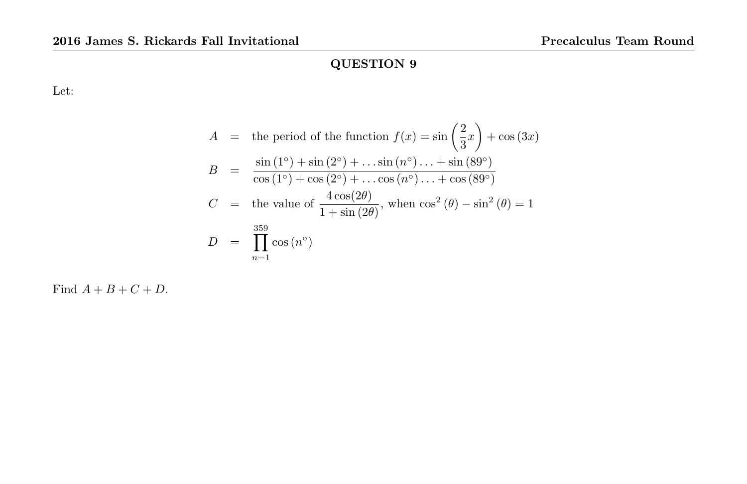## QUESTION 9

Let:

$$
\begin{aligned}
A &= \text{the period of the function } f(x) = \sin\left(\frac{2}{3}x\right) + \cos(3x) \\
B &= \frac{\sin(1^\circ) + \sin(2^\circ) + \ldots \sin(n^\circ) \ldots + \sin(89^\circ)}{\cos(1^\circ) + \cos(2^\circ) + \ldots \cos(n^\circ) \ldots + \cos(89^\circ)} \\
C &= \text{the value of } \frac{4\cos(2\theta)}{1 + \sin(2\theta)}, \text{ when } \cos^2(\theta) - \sin^2(\theta) = 1 \\
D &= \prod_{n=1}^{359} \cos(n^\circ)
\end{aligned}
$$

Find $A + B + C + D$.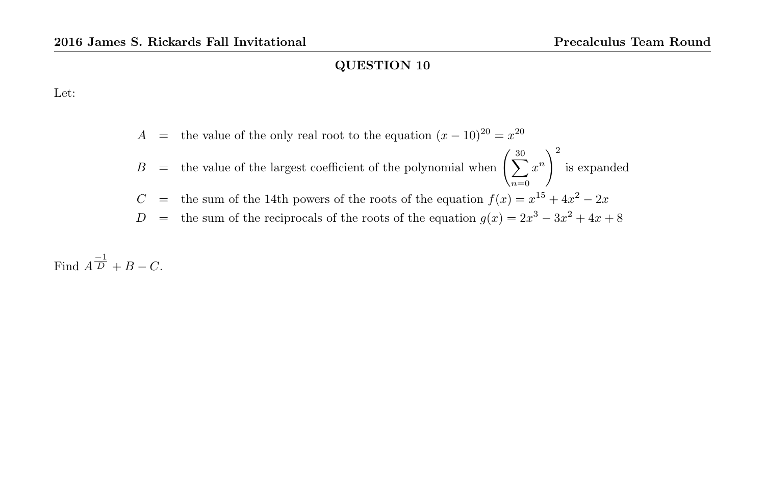## QUESTION 10

Let:

$$
\begin{aligned}
A &= \text{the value of the only real root to the equation } (x-10)^{20} = x^{20} \\
B &= \text{the value of the largest coefficient of the polynomial when } \left(\sum_{n=0}^{30} x^n\right)^2 \text{ is expanded} \\
C &= \text{the sum of the 14th powers of the roots of the equation } f(x) = x^{15} + 4x^2 - 2x \\
D &= \text{the sum of the reciprocals of the roots of the equation } g(x) = 2x^3 - 3x^2 + 4x + 8
\end{aligned}
$$

Find $A^{\frac{-1}{D}} + B - C$.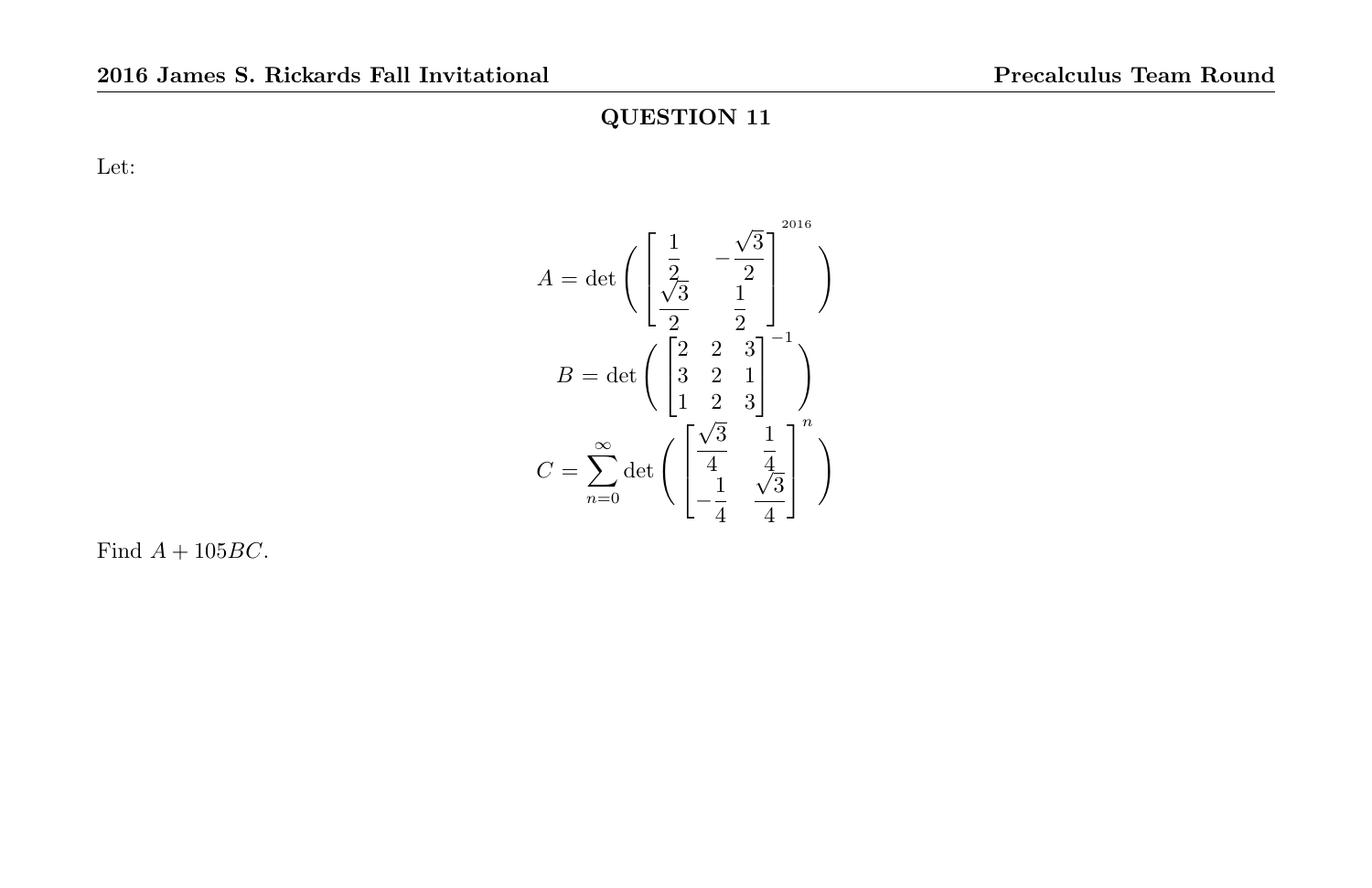## QUESTION 11

Let:

$$A = \det\left( \begin{bmatrix} \frac{1}{2} & -\frac{\sqrt{3}}{2} \\ \frac{\sqrt{3}}{2} & \frac{1}{2} \end{bmatrix}^{2016} \right)$$

$$B = \det\left( \begin{bmatrix} 2 & 2 & 3 \\ 3 & 2 & 1 \\ 1 & 2 & 3 \end{bmatrix}^{-1} \right)$$

$$C = \sum_{n=0}^{\infty} \det\left( \begin{bmatrix} \frac{\sqrt{3}}{4} & \frac{1}{4} \\ -\frac{1}{4} & \frac{\sqrt{3}}{4} \end{bmatrix}^{n} \right)$$

Find $A + 105BC$.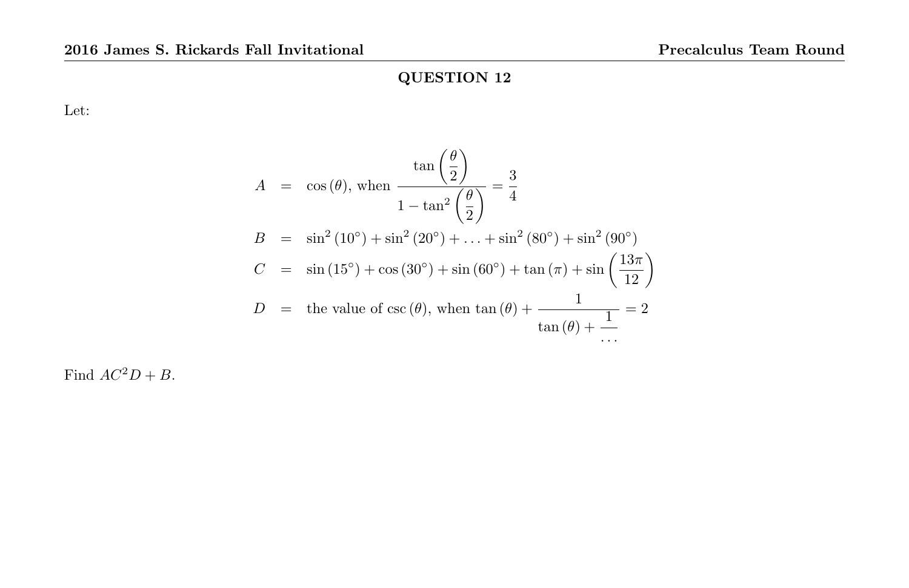## QUESTION 12

Let:

$$
\begin{aligned}
A &= \cos(\theta), \text{ when } \frac{\tan\left(\dfrac{\theta}{2}\right)}{1-\tan^2\left(\dfrac{\theta}{2}\right)} = \frac{3}{4} \\
B &= \sin^2(10^\circ) + \sin^2(20^\circ) + \ldots + \sin^2(80^\circ) + \sin^2(90^\circ) \\
C &= \sin(15^\circ) + \cos(30^\circ) + \sin(60^\circ) + \tan(\pi) + \sin\left(\frac{13\pi}{12}\right) \\
D &= \text{the value of } \csc(\theta), \text{ when } \tan(\theta) + \cfrac{1}{\tan(\theta) + \cfrac{1}{\cdots}} = 2
\end{aligned}
$$

Find $AC^2D + B$.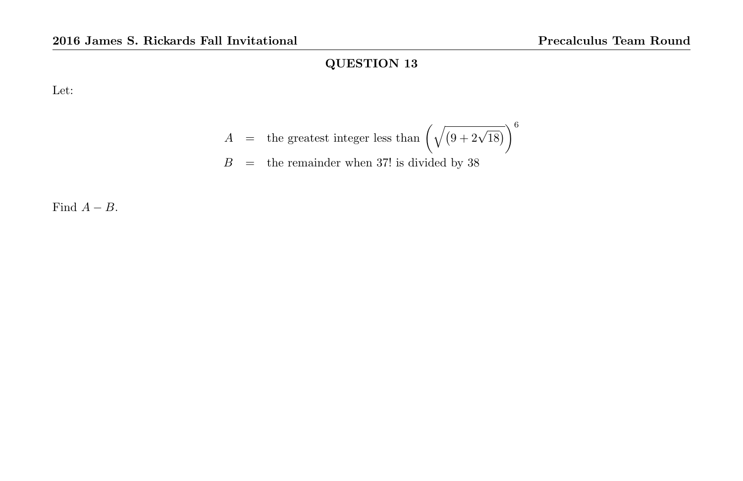## QUESTION 13

Let:

$$
\begin{aligned}
A &= \text{the greatest integer less than } \left(\sqrt{\left(9+2\sqrt{18}\right)}\right)^{6} \\
B &= \text{the remainder when } 37! \text{ is divided by } 38
\end{aligned}
$$

Find $A - B$.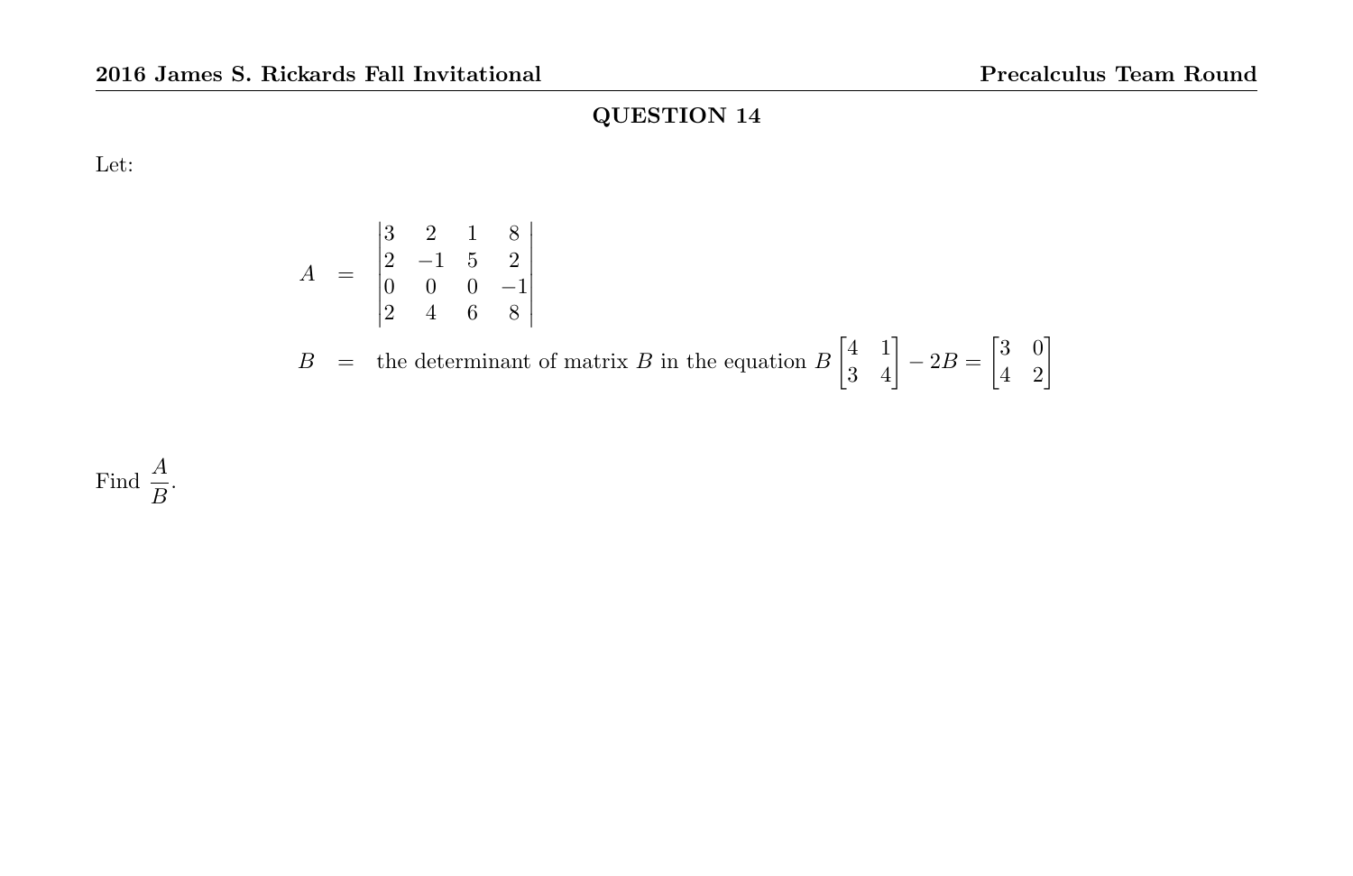## QUESTION 14

Let:

$$
\begin{aligned}
A &= \begin{vmatrix} 3 & 2 & 1 & 8 \\ 2 & -1 & 5 & 2 \\ 0 & 0 & 0 & -1 \\ 2 & 4 & 6 & 8 \end{vmatrix} \\
B &= \text{the determinant of matrix } B \text{ in the equation } B\begin{bmatrix} 4 & 1 \\ 3 & 4 \end{bmatrix} - 2B = \begin{bmatrix} 3 & 0 \\ 4 & 2 \end{bmatrix}
\end{aligned}
$$

Find $\dfrac{A}{B}$.